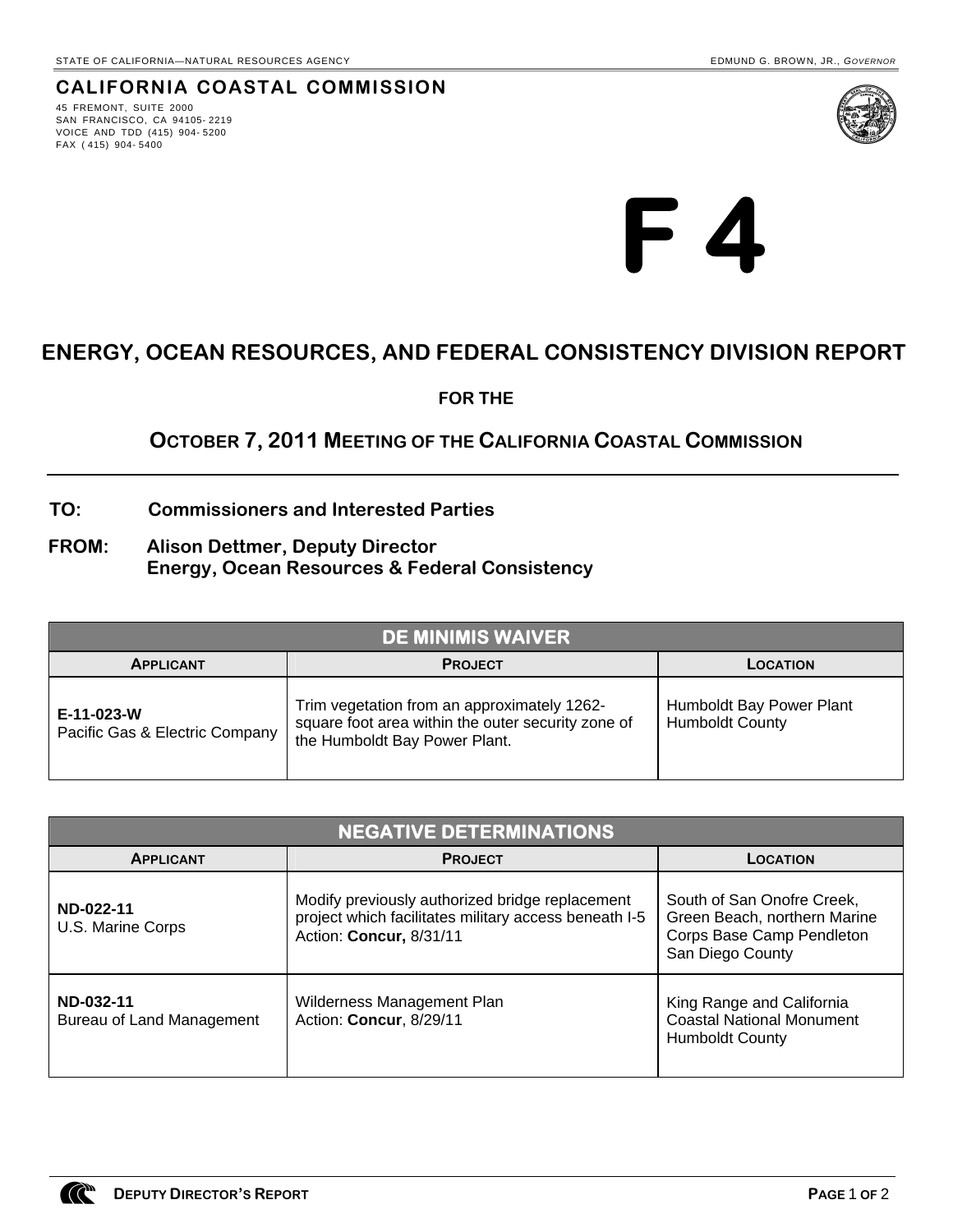STATE OF CALIFORNIA—NATURAL RESOURCES AGENCY

EDMUND G. BROWN, JR., *GOVERNOR*

**CALIFORNIA COASTAL COMMISSION**

45 FREMONT, SUITE 2000
SAN FRANCISCO, CA 94105-2219
VOICE AND TDD (415) 904-5200
FAX (415) 904-5400

# F 4

## ENERGY, OCEAN RESOURCES, AND FEDERAL CONSISTENCY DIVISION REPORT

**FOR THE**

**OCTOBER 7, 2011 MEETING OF THE CALIFORNIA COASTAL COMMISSION**

---

**TO:** Commissioners and Interested Parties

**FROM:** Alison Dettmer, Deputy Director
Energy, Ocean Resources & Federal Consistency

| DE MINIMIS WAIVER | | |
|---|---|---|
| **APPLICANT** | **PROJECT** | **LOCATION** |
| **E-11-023-W**<br>Pacific Gas & Electric Company | Trim vegetation from an approximately 1262-square foot area within the outer security zone of the Humboldt Bay Power Plant. | Humboldt Bay Power Plant<br>Humboldt County |

| NEGATIVE DETERMINATIONS | | |
|---|---|---|
| **APPLICANT** | **PROJECT** | **LOCATION** |
| **ND-022-11**<br>U.S. Marine Corps | Modify previously authorized bridge replacement project which facilitates military access beneath I-5<br>Action: **Concur,** 8/31/11 | South of San Onofre Creek, Green Beach, northern Marine Corps Base Camp Pendleton<br>San Diego County |
| **ND-032-11**<br>Bureau of Land Management | Wilderness Management Plan<br>Action: **Concur**, 8/29/11 | King Range and California Coastal National Monument<br>Humboldt County |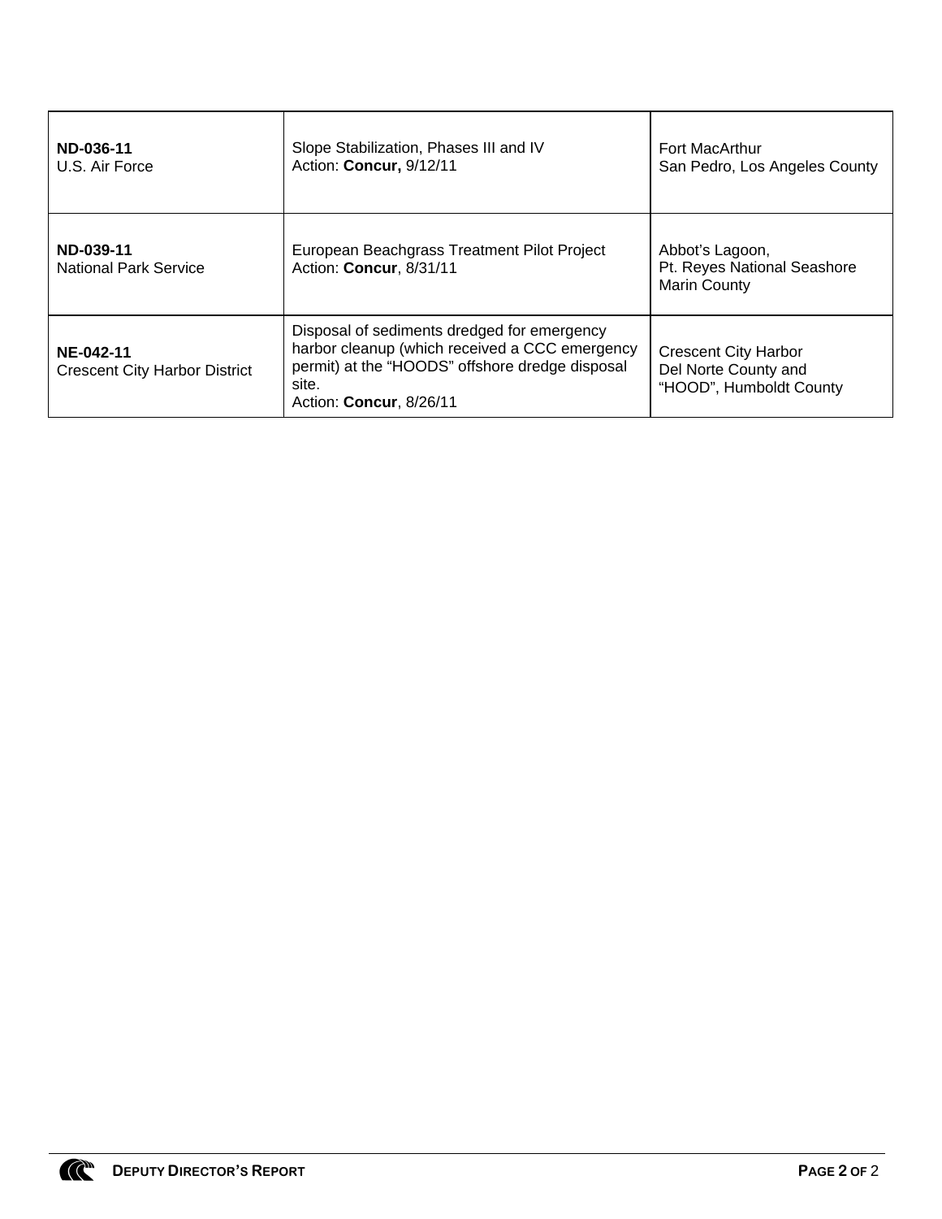| | | |
|---|---|---|
| **ND-036-11**<br>U.S. Air Force | Slope Stabilization, Phases III and IV<br>Action: **Concur,** 9/12/11 | Fort MacArthur<br>San Pedro, Los Angeles County |
| **ND-039-11**<br>National Park Service | European Beachgrass Treatment Pilot Project<br>Action: **Concur**, 8/31/11 | Abbot's Lagoon,<br>Pt. Reyes National Seashore<br>Marin County |
| **NE-042-11**<br>Crescent City Harbor District | Disposal of sediments dredged for emergency harbor cleanup (which received a CCC emergency permit) at the "HOODS" offshore dredge disposal site.<br>Action: **Concur**, 8/26/11 | Crescent City Harbor<br>Del Norte County and<br>"HOOD", Humboldt County |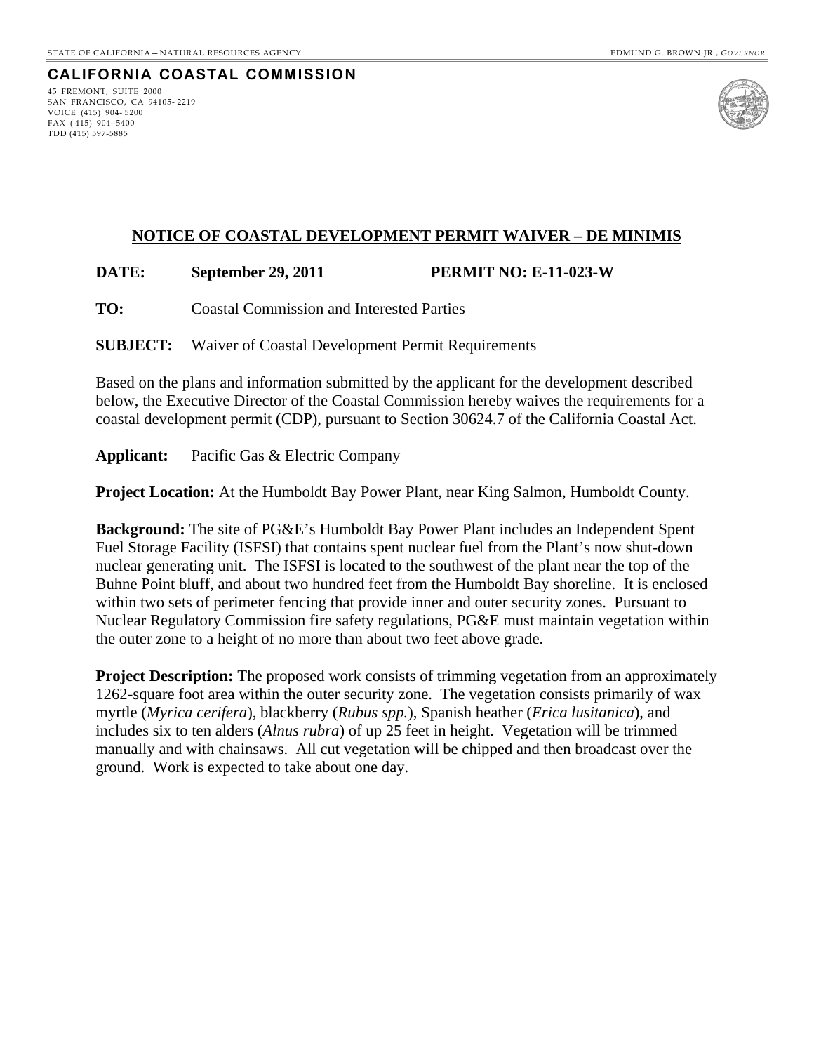STATE OF CALIFORNIA — NATURAL RESOURCES AGENCY  EDMUND G. BROWN JR., *GOVERNOR*

**CALIFORNIA COASTAL COMMISSION**

45 FREMONT, SUITE 2000
SAN FRANCISCO, CA 94105-2219
VOICE (415) 904-5200
FAX (415) 904-5400
TDD (415) 597-5885

## NOTICE OF COASTAL DEVELOPMENT PERMIT WAIVER – DE MINIMIS

**DATE:** **September 29, 2011** **PERMIT NO: E-11-023-W**

**TO:** Coastal Commission and Interested Parties

**SUBJECT:** Waiver of Coastal Development Permit Requirements

Based on the plans and information submitted by the applicant for the development described below, the Executive Director of the Coastal Commission hereby waives the requirements for a coastal development permit (CDP), pursuant to Section 30624.7 of the California Coastal Act.

**Applicant:** Pacific Gas & Electric Company

**Project Location:** At the Humboldt Bay Power Plant, near King Salmon, Humboldt County.

**Background:** The site of PG&E's Humboldt Bay Power Plant includes an Independent Spent Fuel Storage Facility (ISFSI) that contains spent nuclear fuel from the Plant's now shut-down nuclear generating unit. The ISFSI is located to the southwest of the plant near the top of the Buhne Point bluff, and about two hundred feet from the Humboldt Bay shoreline. It is enclosed within two sets of perimeter fencing that provide inner and outer security zones. Pursuant to Nuclear Regulatory Commission fire safety regulations, PG&E must maintain vegetation within the outer zone to a height of no more than about two feet above grade.

**Project Description:** The proposed work consists of trimming vegetation from an approximately 1262-square foot area within the outer security zone. The vegetation consists primarily of wax myrtle (*Myrica cerifera*), blackberry (*Rubus spp.*), Spanish heather (*Erica lusitanica*), and includes six to ten alders (*Alnus rubra*) of up 25 feet in height. Vegetation will be trimmed manually and with chainsaws. All cut vegetation will be chipped and then broadcast over the ground. Work is expected to take about one day.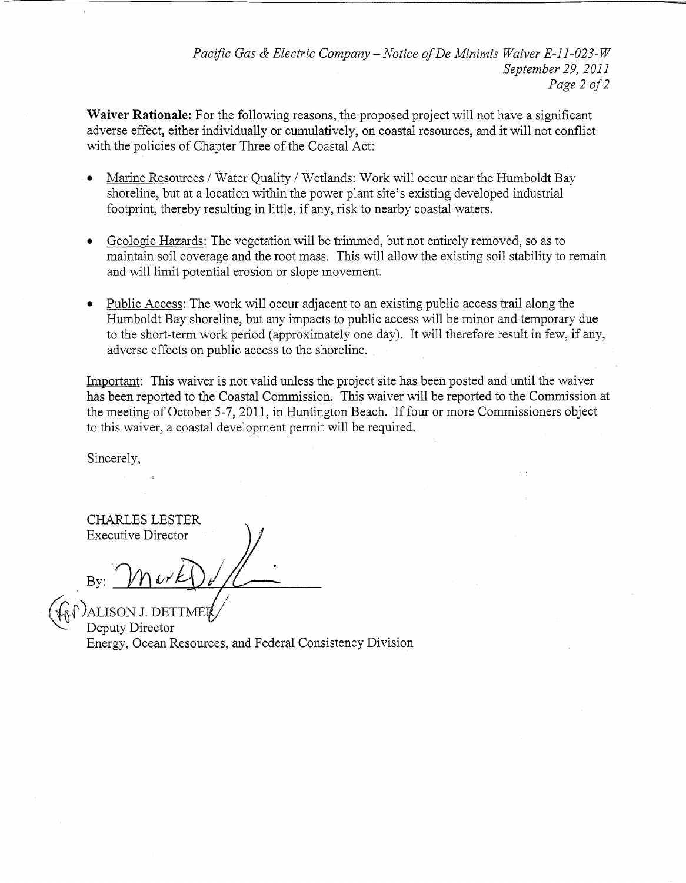**Waiver Rationale:** For the following reasons, the proposed project will not have a significant adverse effect, either individually or cumulatively, on coastal resources, and it will not conflict with the policies of Chapter Three of the Coastal Act:

- Marine Resources / Water Quality / Wetlands: Work will occur near the Humboldt Bay shoreline, but at a location within the power plant site's existing developed industrial footprint, thereby resulting in little, if any, risk to nearby coastal waters.

- Geologic Hazards: The vegetation will be trimmed, but not entirely removed, so as to maintain soil coverage and the root mass. This will allow the existing soil stability to remain and will limit potential erosion or slope movement.

- Public Access: The work will occur adjacent to an existing public access trail along the Humboldt Bay shoreline, but any impacts to public access will be minor and temporary due to the short-term work period (approximately one day). It will therefore result in few, if any, adverse effects on public access to the shoreline.

Important: This waiver is not valid unless the project site has been posted and until the waiver has been reported to the Coastal Commission. This waiver will be reported to the Commission at the meeting of October 5-7, 2011, in Huntington Beach. If four or more Commissioners object to this waiver, a coastal development permit will be required.

Sincerely,

CHARLES LESTER
Executive Director

By: Mark D

(for) ALISON J. DETTMER
Deputy Director
Energy, Ocean Resources, and Federal Consistency Division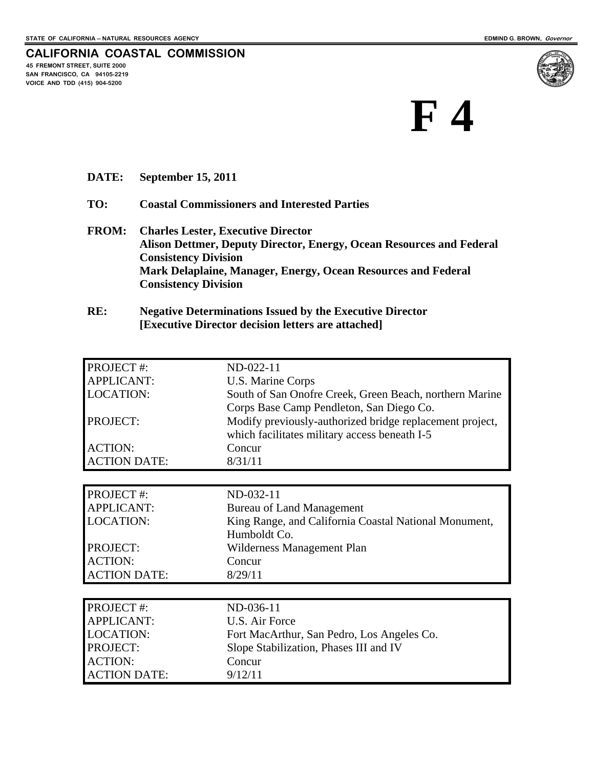STATE OF CALIFORNIA -- NATURAL RESOURCES AGENCY

EDMIND G. BROWN, *Governor*

**CALIFORNIA COASTAL COMMISSION**
45 FREMONT STREET, SUITE 2000
SAN FRANCISCO, CA 94105-2219
VOICE AND TDD (415) 904-5200

# F 4

**DATE:** **September 15, 2011**

**TO:** **Coastal Commissioners and Interested Parties**

**FROM:** **Charles Lester, Executive Director**
**Alison Dettmer, Deputy Director, Energy, Ocean Resources and Federal Consistency Division**
**Mark Delaplaine, Manager, Energy, Ocean Resources and Federal Consistency Division**

**RE:** **Negative Determinations Issued by the Executive Director**
**[Executive Director decision letters are attached]**

| | |
|---|---|
| PROJECT #: | ND-022-11 |
| APPLICANT: | U.S. Marine Corps |
| LOCATION: | South of San Onofre Creek, Green Beach, northern Marine Corps Base Camp Pendleton, San Diego Co. |
| PROJECT: | Modify previously-authorized bridge replacement project, which facilitates military access beneath I-5 |
| ACTION: | Concur |
| ACTION DATE: | 8/31/11 |

| | |
|---|---|
| PROJECT #: | ND-032-11 |
| APPLICANT: | Bureau of Land Management |
| LOCATION: | King Range, and California Coastal National Monument, Humboldt Co. |
| PROJECT: | Wilderness Management Plan |
| ACTION: | Concur |
| ACTION DATE: | 8/29/11 |

| | |
|---|---|
| PROJECT #: | ND-036-11 |
| APPLICANT: | U.S. Air Force |
| LOCATION: | Fort MacArthur, San Pedro, Los Angeles Co. |
| PROJECT: | Slope Stabilization, Phases III and IV |
| ACTION: | Concur |
| ACTION DATE: | 9/12/11 |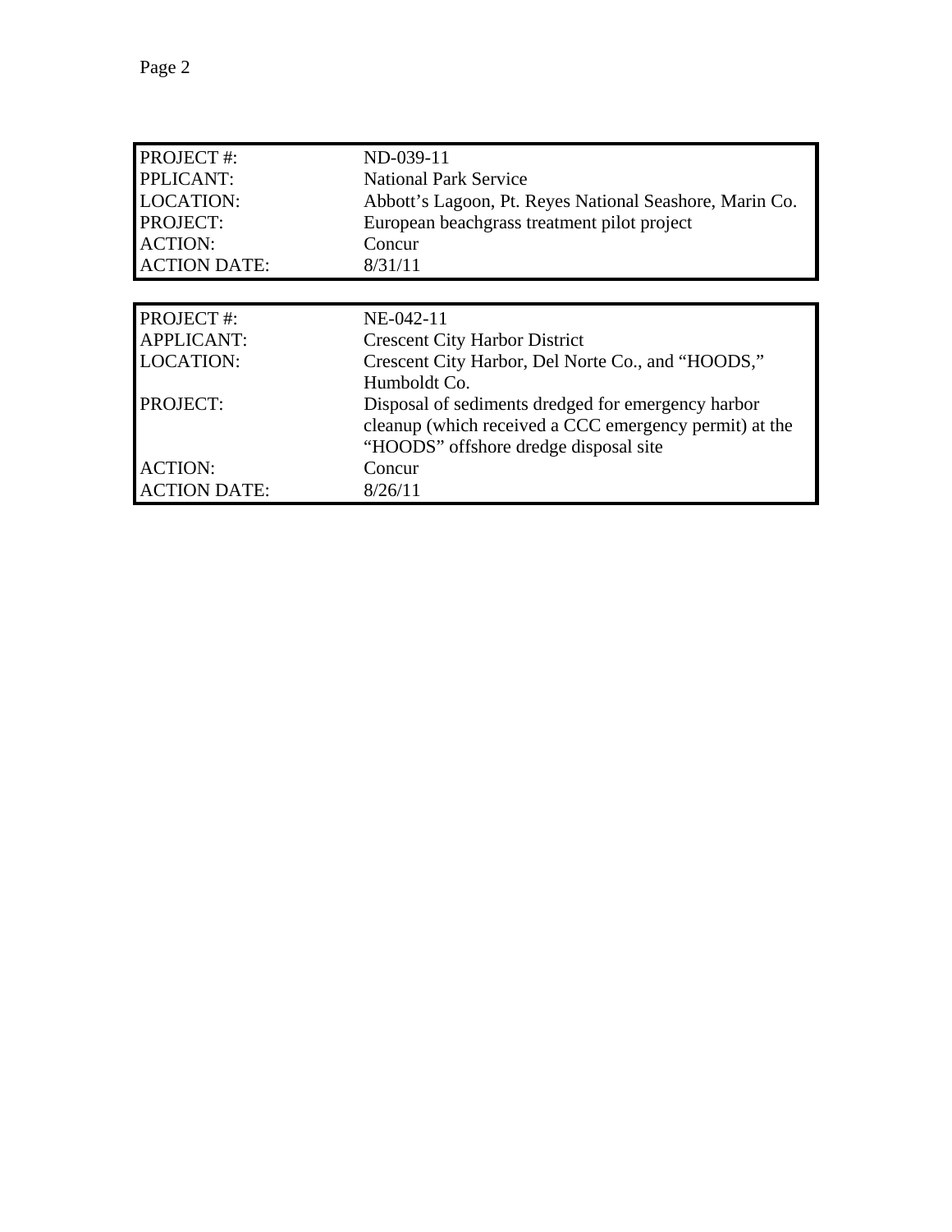| PROJECT #: | ND-039-11 |
|---|---|
| PPLICANT: | National Park Service |
| LOCATION: | Abbott’s Lagoon, Pt. Reyes National Seashore, Marin Co. |
| PROJECT: | European beachgrass treatment pilot project |
| ACTION: | Concur |
| ACTION DATE: | 8/31/11 |

| PROJECT #: | NE-042-11 |
|---|---|
| APPLICANT: | Crescent City Harbor District |
| LOCATION: | Crescent City Harbor, Del Norte Co., and “HOODS,” Humboldt Co. |
| PROJECT: | Disposal of sediments dredged for emergency harbor cleanup (which received a CCC emergency permit) at the “HOODS” offshore dredge disposal site |
| ACTION: | Concur |
| ACTION DATE: | 8/26/11 |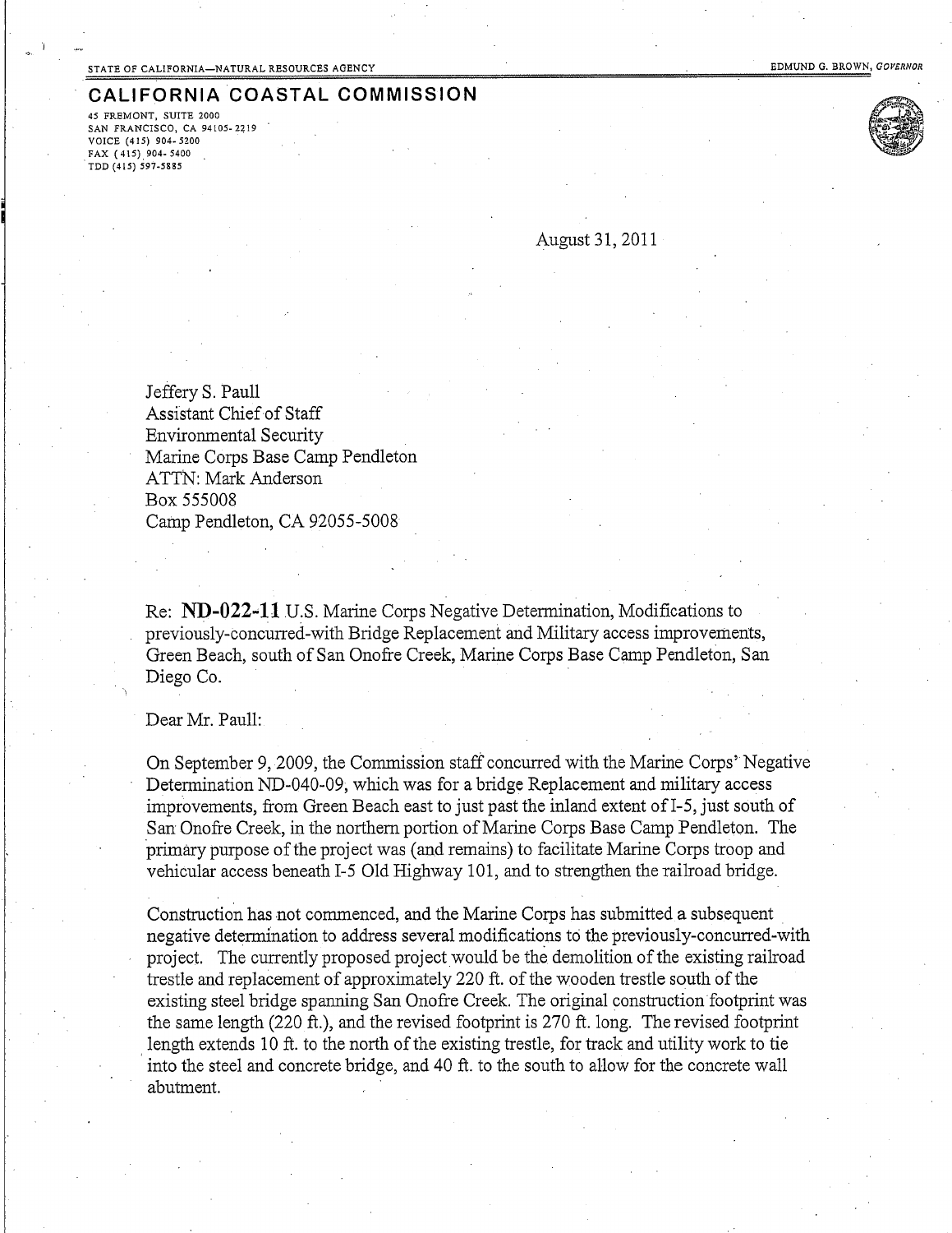STATE OF CALIFORNIA—NATURAL RESOURCES AGENCY

EDMUND G. BROWN, *GOVERNOR*

**CALIFORNIA COASTAL COMMISSION**

45 FREMONT, SUITE 2000
SAN FRANCISCO, CA 94105-2219
VOICE (415) 904-5200
FAX (415) 904-5400
TDD (415) 597-5885

August 31, 2011

Jeffery S. Paull
Assistant Chief of Staff
Environmental Security
Marine Corps Base Camp Pendleton
ATTN: Mark Anderson
Box 555008
Camp Pendleton, CA 92055-5008

Re: **ND-022-11** U.S. Marine Corps Negative Determination, Modifications to previously-concurred-with Bridge Replacement and Military access improvements, Green Beach, south of San Onofre Creek, Marine Corps Base Camp Pendleton, San Diego Co.

Dear Mr. Paull:

On September 9, 2009, the Commission staff concurred with the Marine Corps' Negative Determination ND-040-09, which was for a bridge Replacement and military access improvements, from Green Beach east to just past the inland extent of I-5, just south of San Onofre Creek, in the northern portion of Marine Corps Base Camp Pendleton. The primary purpose of the project was (and remains) to facilitate Marine Corps troop and vehicular access beneath I-5 Old Highway 101, and to strengthen the railroad bridge.

Construction has not commenced, and the Marine Corps has submitted a subsequent negative determination to address several modifications to the previously-concurred-with project. The currently proposed project would be the demolition of the existing railroad trestle and replacement of approximately 220 ft. of the wooden trestle south of the existing steel bridge spanning San Onofre Creek. The original construction footprint was the same length (220 ft.), and the revised footprint is 270 ft. long. The revised footprint length extends 10 ft. to the north of the existing trestle, for track and utility work to tie into the steel and concrete bridge, and 40 ft. to the south to allow for the concrete wall abutment.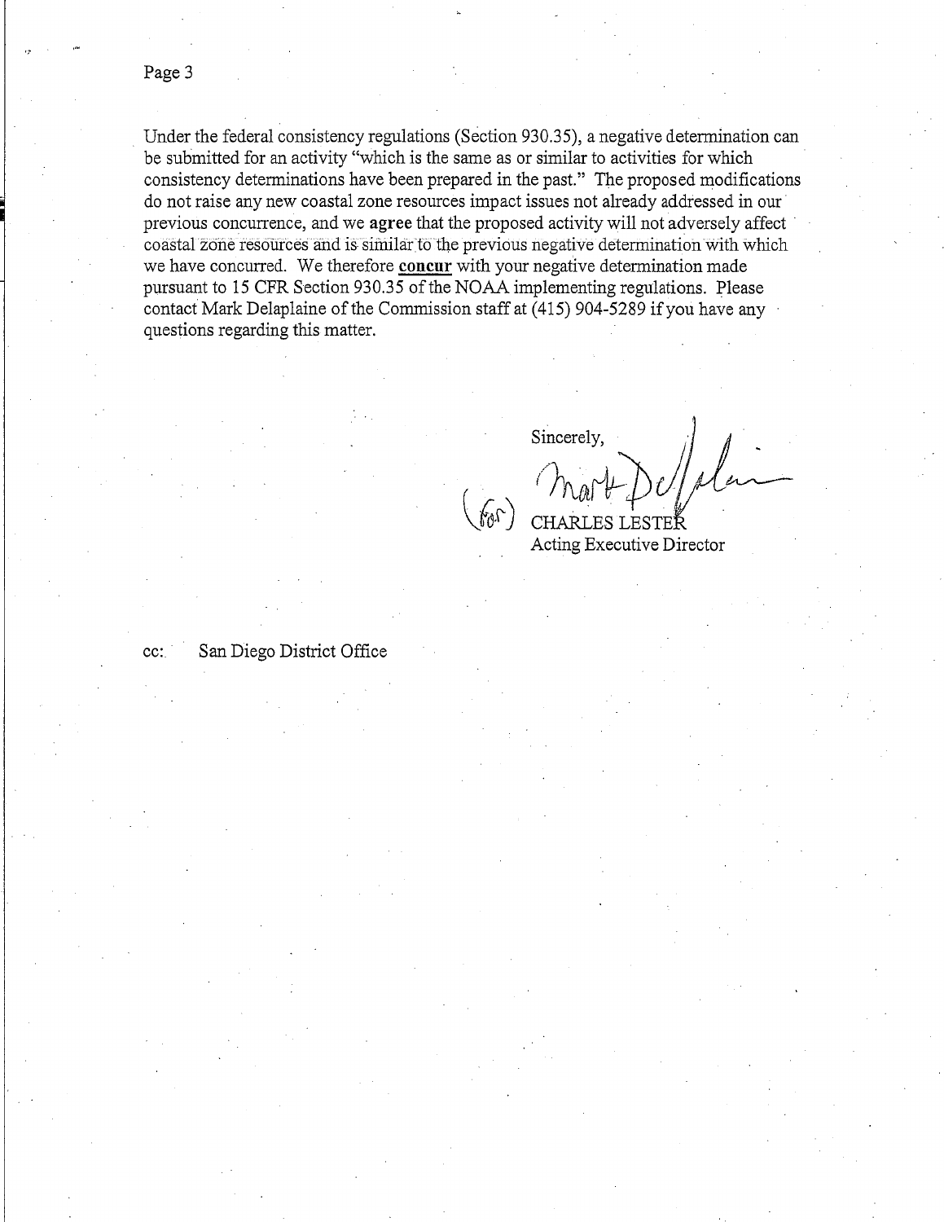Under the federal consistency regulations (Section 930.35), a negative determination can be submitted for an activity "which is the same as or similar to activities for which consistency determinations have been prepared in the past." The proposed modifications do not raise any new coastal zone resources impact issues not already addressed in our previous concurrence, and we **agree** that the proposed activity will not adversely affect coastal zone resources and is similar to the previous negative determination with which we have concurred. We therefore **concur** with your negative determination made pursuant to 15 CFR Section 930.35 of the NOAA implementing regulations. Please contact Mark Delaplaine of the Commission staff at (415) 904-5289 if you have any questions regarding this matter.

Sincerely,

(for) Mark Delaplaine

CHARLES LESTER
Acting Executive Director

cc: San Diego District Office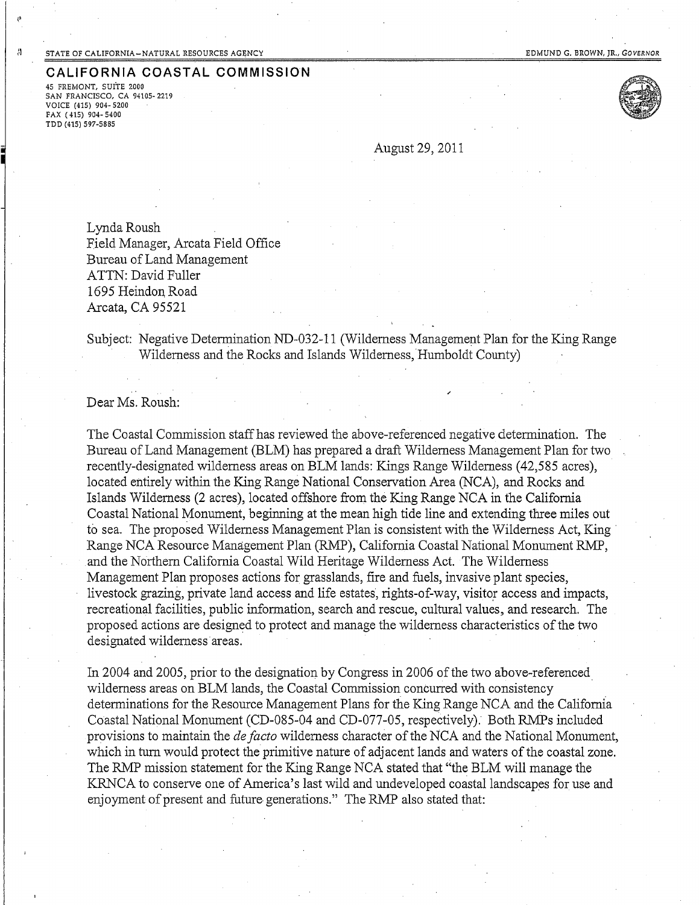STATE OF CALIFORNIA – NATURAL RESOURCES AGENCY EDMUND G. BROWN, JR., *GOVERNOR*

**CALIFORNIA COASTAL COMMISSION**

45 FREMONT, SUITE 2000
SAN FRANCISCO, CA 94105-2219
VOICE (415) 904-5200
FAX (415) 904-5400
TDD (415) 597-5885

August 29, 2011

Lynda Roush
Field Manager, Arcata Field Office
Bureau of Land Management
ATTN: David Fuller
1695 Heindon Road
Arcata, CA 95521

Subject: Negative Determination ND-032-11 (Wilderness Management Plan for the King Range Wilderness and the Rocks and Islands Wilderness, Humboldt County)

Dear Ms. Roush:

The Coastal Commission staff has reviewed the above-referenced negative determination. The Bureau of Land Management (BLM) has prepared a draft Wilderness Management Plan for two recently-designated wilderness areas on BLM lands: Kings Range Wilderness (42,585 acres), located entirely within the King Range National Conservation Area (NCA), and Rocks and Islands Wilderness (2 acres), located offshore from the King Range NCA in the California Coastal National Monument, beginning at the mean high tide line and extending three miles out to sea. The proposed Wilderness Management Plan is consistent with the Wilderness Act, King Range NCA Resource Management Plan (RMP), California Coastal National Monument RMP, and the Northern California Coastal Wild Heritage Wilderness Act. The Wilderness Management Plan proposes actions for grasslands, fire and fuels, invasive plant species, livestock grazing, private land access and life estates, rights-of-way, visitor access and impacts, recreational facilities, public information, search and rescue, cultural values, and research. The proposed actions are designed to protect and manage the wilderness characteristics of the two designated wilderness areas.

In 2004 and 2005, prior to the designation by Congress in 2006 of the two above-referenced wilderness areas on BLM lands, the Coastal Commission concurred with consistency determinations for the Resource Management Plans for the King Range NCA and the California Coastal National Monument (CD-085-04 and CD-077-05, respectively). Both RMPs included provisions to maintain the *de facto* wilderness character of the NCA and the National Monument, which in turn would protect the primitive nature of adjacent lands and waters of the coastal zone. The RMP mission statement for the King Range NCA stated that "the BLM will manage the KRNCA to conserve one of America's last wild and undeveloped coastal landscapes for use and enjoyment of present and future generations." The RMP also stated that: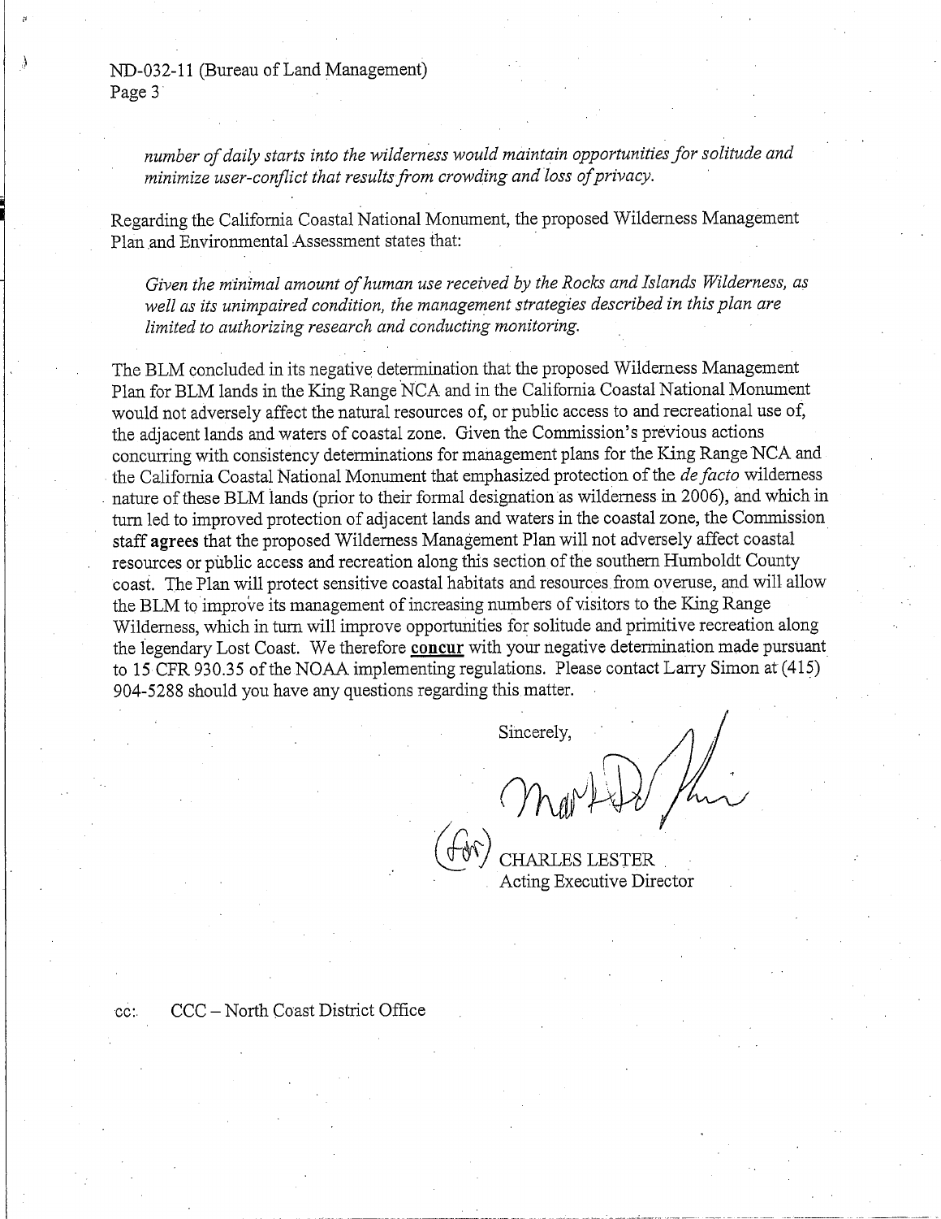*number of daily starts into the wilderness would maintain opportunities for solitude and minimize user-conflict that results from crowding and loss of privacy.*

Regarding the California Coastal National Monument, the proposed Wilderness Management Plan and Environmental Assessment states that:

*Given the minimal amount of human use received by the Rocks and Islands Wilderness, as well as its unimpaired condition, the management strategies described in this plan are limited to authorizing research and conducting monitoring.*

The BLM concluded in its negative determination that the proposed Wilderness Management Plan for BLM lands in the King Range NCA and in the California Coastal National Monument would not adversely affect the natural resources of, or public access to and recreational use of, the adjacent lands and waters of coastal zone. Given the Commission's previous actions concurring with consistency determinations for management plans for the King Range NCA and the California Coastal National Monument that emphasized protection of the *de facto* wilderness nature of these BLM lands (prior to their formal designation as wilderness in 2006), and which in turn led to improved protection of adjacent lands and waters in the coastal zone, the Commission staff **agrees** that the proposed Wilderness Management Plan will not adversely affect coastal resources or public access and recreation along this section of the southern Humboldt County coast. The Plan will protect sensitive coastal habitats and resources from overuse, and will allow the BLM to improve its management of increasing numbers of visitors to the King Range Wilderness, which in turn will improve opportunities for solitude and primitive recreation along the legendary Lost Coast. We therefore **concur** with your negative determination made pursuant to 15 CFR 930.35 of the NOAA implementing regulations. Please contact Larry Simon at (415) 904-5288 should you have any questions regarding this matter.

Sincerely,

(for) CHARLES LESTER
Acting Executive Director

cc: CCC – North Coast District Office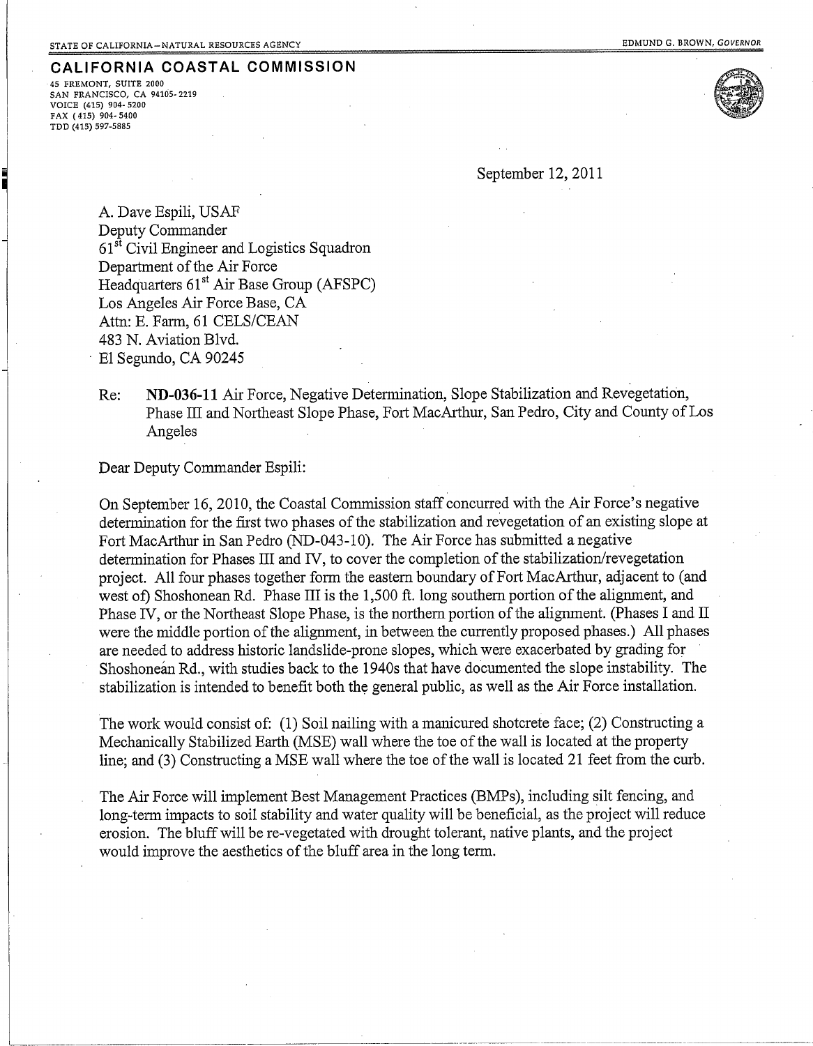STATE OF CALIFORNIA – NATURAL RESOURCES AGENCY

EDMUND G. BROWN, *GOVERNOR*

**CALIFORNIA COASTAL COMMISSION**

45 FREMONT, SUITE 2000
SAN FRANCISCO, CA 94105-2219
VOICE (415) 904-5200
FAX (415) 904-5400
TDD (415) 597-5885

September 12, 2011

A. Dave Espili, USAF
Deputy Commander
61st Civil Engineer and Logistics Squadron
Department of the Air Force
Headquarters 61st Air Base Group (AFSPC)
Los Angeles Air Force Base, CA
Attn: E. Farm, 61 CELS/CEAN
483 N. Aviation Blvd.
El Segundo, CA 90245

Re: **ND-036-11** Air Force, Negative Determination, Slope Stabilization and Revegetation, Phase III and Northeast Slope Phase, Fort MacArthur, San Pedro, City and County of Los Angeles

Dear Deputy Commander Espili:

On September 16, 2010, the Coastal Commission staff concurred with the Air Force's negative determination for the first two phases of the stabilization and revegetation of an existing slope at Fort MacArthur in San Pedro (ND-043-10). The Air Force has submitted a negative determination for Phases III and IV, to cover the completion of the stabilization/revegetation project. All four phases together form the eastern boundary of Fort MacArthur, adjacent to (and west of) Shoshonean Rd. Phase III is the 1,500 ft. long southern portion of the alignment, and Phase IV, or the Northeast Slope Phase, is the northern portion of the alignment. (Phases I and II were the middle portion of the alignment, in between the currently proposed phases.) All phases are needed to address historic landslide-prone slopes, which were exacerbated by grading for Shoshonean Rd., with studies back to the 1940s that have documented the slope instability. The stabilization is intended to benefit both the general public, as well as the Air Force installation.

The work would consist of: (1) Soil nailing with a manicured shotcrete face; (2) Constructing a Mechanically Stabilized Earth (MSE) wall where the toe of the wall is located at the property line; and (3) Constructing a MSE wall where the toe of the wall is located 21 feet from the curb.

The Air Force will implement Best Management Practices (BMPs), including silt fencing, and long-term impacts to soil stability and water quality will be beneficial, as the project will reduce erosion. The bluff will be re-vegetated with drought tolerant, native plants, and the project would improve the aesthetics of the bluff area in the long term.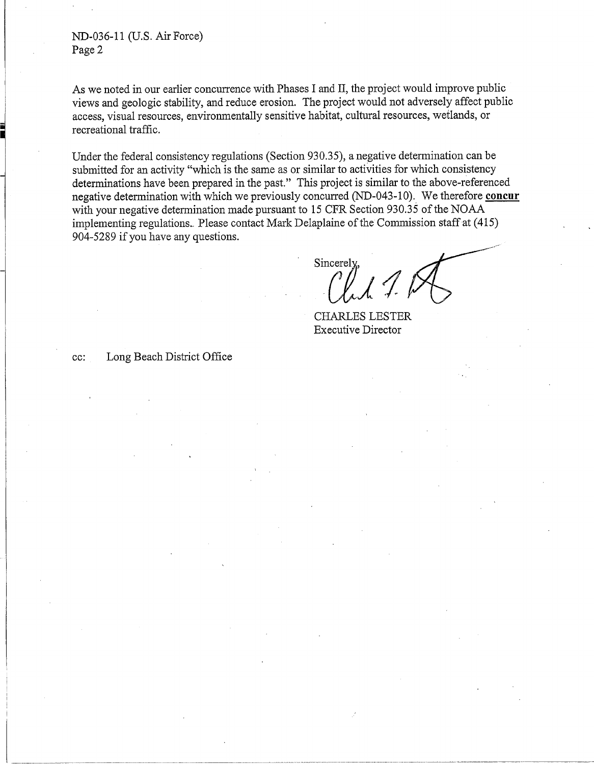As we noted in our earlier concurrence with Phases I and II, the project would improve public views and geologic stability, and reduce erosion. The project would not adversely affect public access, visual resources, environmentally sensitive habitat, cultural resources, wetlands, or recreational traffic.

Under the federal consistency regulations (Section 930.35), a negative determination can be submitted for an activity "which is the same as or similar to activities for which consistency determinations have been prepared in the past." This project is similar to the above-referenced negative determination with which we previously concurred (ND-043-10). We therefore **concur** with your negative determination made pursuant to 15 CFR Section 930.35 of the NOAA implementing regulations. Please contact Mark Delaplaine of the Commission staff at (415) 904-5289 if you have any questions.

Sincerely,

CHARLES LESTER
Executive Director

cc: Long Beach District Office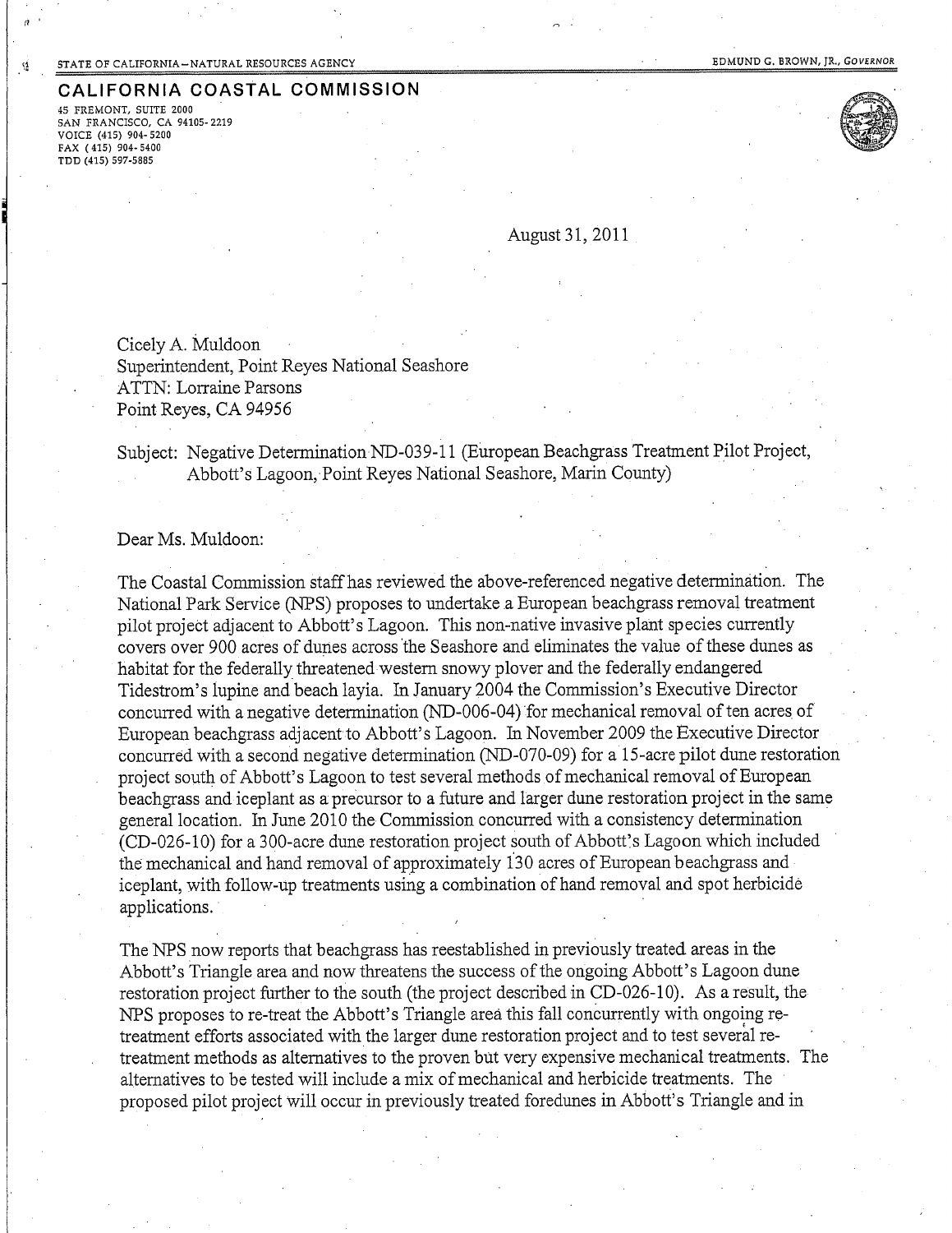STATE OF CALIFORNIA – NATURAL RESOURCES AGENCY — EDMUND G. BROWN, JR., GOVERNOR

**CALIFORNIA COASTAL COMMISSION**

45 FREMONT, SUITE 2000
SAN FRANCISCO, CA 94105-2219
VOICE (415) 904-5200
FAX (415) 904-5400
TDD (415) 597-5885

August 31, 2011

Cicely A. Muldoon
Superintendent, Point Reyes National Seashore
ATTN: Lorraine Parsons
Point Reyes, CA 94956

Subject: Negative Determination ND-039-11 (European Beachgrass Treatment Pilot Project, Abbott's Lagoon, Point Reyes National Seashore, Marin County)

Dear Ms. Muldoon:

The Coastal Commission staff has reviewed the above-referenced negative determination. The National Park Service (NPS) proposes to undertake a European beachgrass removal treatment pilot project adjacent to Abbott's Lagoon. This non-native invasive plant species currently covers over 900 acres of dunes across the Seashore and eliminates the value of these dunes as habitat for the federally threatened western snowy plover and the federally endangered Tidestrom's lupine and beach layia. In January 2004 the Commission's Executive Director concurred with a negative determination (ND-006-04) for mechanical removal of ten acres of European beachgrass adjacent to Abbott's Lagoon. In November 2009 the Executive Director concurred with a second negative determination (ND-070-09) for a 15-acre pilot dune restoration project south of Abbott's Lagoon to test several methods of mechanical removal of European beachgrass and iceplant as a precursor to a future and larger dune restoration project in the same general location. In June 2010 the Commission concurred with a consistency determination (CD-026-10) for a 300-acre dune restoration project south of Abbott's Lagoon which included the mechanical and hand removal of approximately 130 acres of European beachgrass and iceplant, with follow-up treatments using a combination of hand removal and spot herbicide applications.

The NPS now reports that beachgrass has reestablished in previously treated areas in the Abbott's Triangle area and now threatens the success of the ongoing Abbott's Lagoon dune restoration project further to the south (the project described in CD-026-10). As a result, the NPS proposes to re-treat the Abbott's Triangle area this fall concurrently with ongoing re-treatment efforts associated with the larger dune restoration project and to test several re-treatment methods as alternatives to the proven but very expensive mechanical treatments. The alternatives to be tested will include a mix of mechanical and herbicide treatments. The proposed pilot project will occur in previously treated foredunes in Abbott's Triangle and in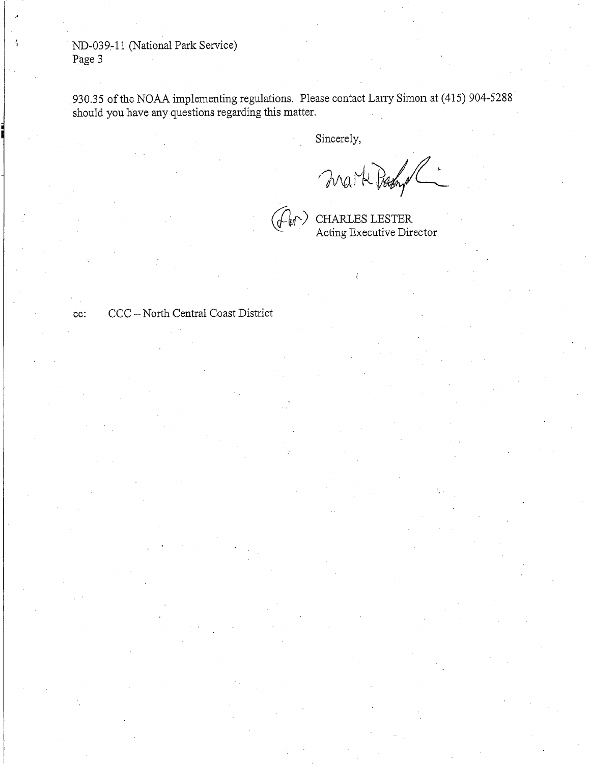930.35 of the NOAA implementing regulations. Please contact Larry Simon at (415) 904-5288 should you have any questions regarding this matter.

Sincerely,

(for) CHARLES LESTER
Acting Executive Director

cc: CCC – North Central Coast District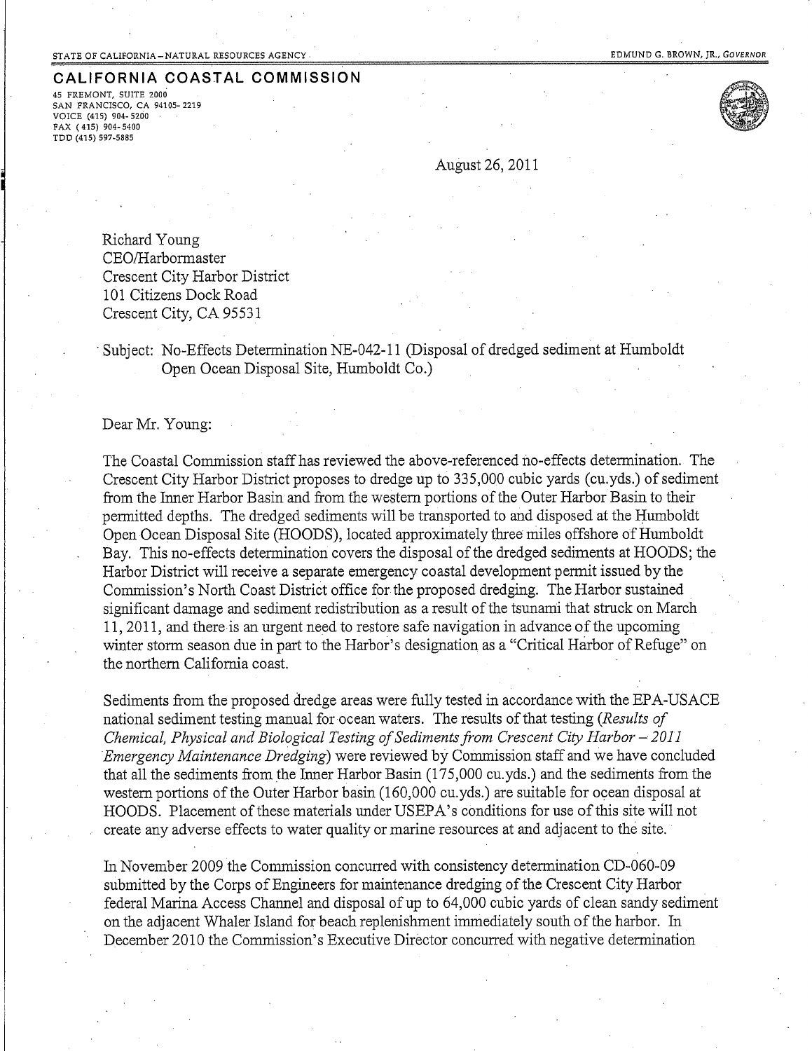STATE OF CALIFORNIA – NATURAL RESOURCES AGENCY EDMUND G. BROWN, JR., *GOVERNOR*

**CALIFORNIA COASTAL COMMISSION**

45 FREMONT, SUITE 2000
SAN FRANCISCO, CA 94105-2219
VOICE (415) 904-5200
FAX (415) 904-5400
TDD (415) 597-5885

August 26, 2011

Richard Young
CEO/Harbormaster
Crescent City Harbor District
101 Citizens Dock Road
Crescent City, CA 95531

Subject: No-Effects Determination NE-042-11 (Disposal of dredged sediment at Humboldt Open Ocean Disposal Site, Humboldt Co.)

Dear Mr. Young:

The Coastal Commission staff has reviewed the above-referenced no-effects determination. The Crescent City Harbor District proposes to dredge up to 335,000 cubic yards (cu.yds.) of sediment from the Inner Harbor Basin and from the western portions of the Outer Harbor Basin to their permitted depths. The dredged sediments will be transported to and disposed at the Humboldt Open Ocean Disposal Site (HOODS), located approximately three miles offshore of Humboldt Bay. This no-effects determination covers the disposal of the dredged sediments at HOODS; the Harbor District will receive a separate emergency coastal development permit issued by the Commission's North Coast District office for the proposed dredging. The Harbor sustained significant damage and sediment redistribution as a result of the tsunami that struck on March 11, 2011, and there is an urgent need to restore safe navigation in advance of the upcoming winter storm season due in part to the Harbor's designation as a "Critical Harbor of Refuge" on the northern California coast.

Sediments from the proposed dredge areas were fully tested in accordance with the EPA-USACE national sediment testing manual for ocean waters. The results of that testing (*Results of Chemical, Physical and Biological Testing of Sediments from Crescent City Harbor – 2011 Emergency Maintenance Dredging*) were reviewed by Commission staff and we have concluded that all the sediments from the Inner Harbor Basin (175,000 cu.yds.) and the sediments from the western portions of the Outer Harbor basin (160,000 cu.yds.) are suitable for ocean disposal at HOODS. Placement of these materials under USEPA's conditions for use of this site will not create any adverse effects to water quality or marine resources at and adjacent to the site.

In November 2009 the Commission concurred with consistency determination CD-060-09 submitted by the Corps of Engineers for maintenance dredging of the Crescent City Harbor federal Marina Access Channel and disposal of up to 64,000 cubic yards of clean sandy sediment on the adjacent Whaler Island for beach replenishment immediately south of the harbor. In December 2010 the Commission's Executive Director concurred with negative determination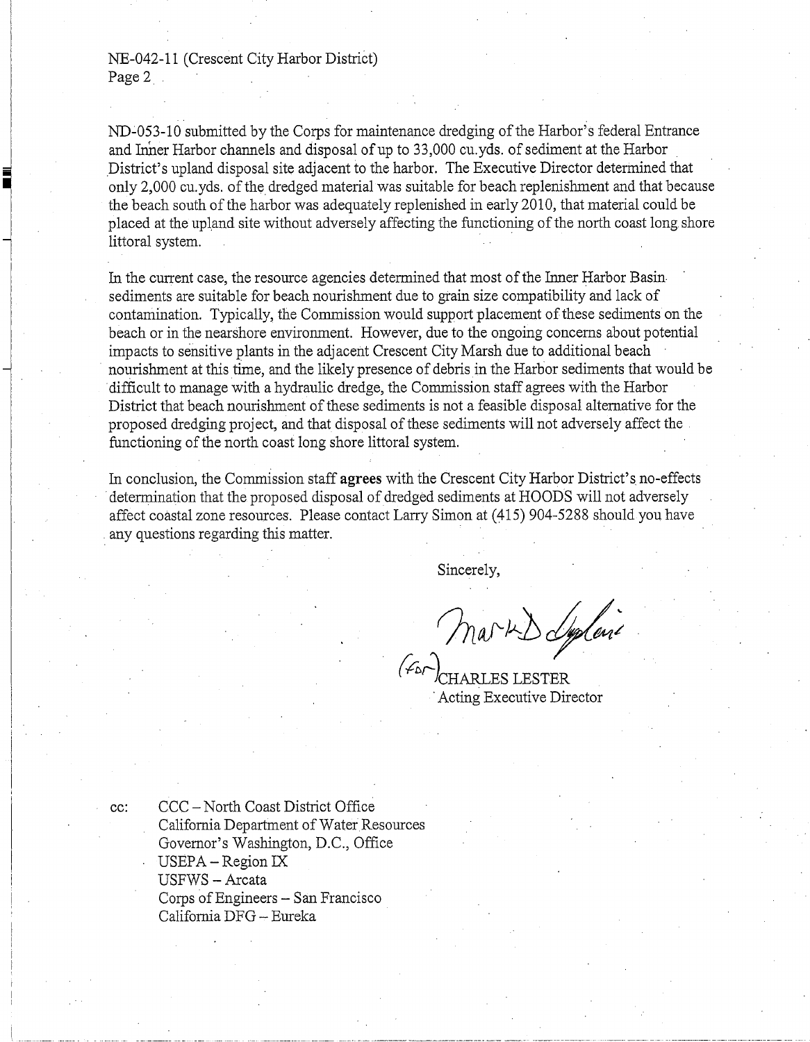ND-053-10 submitted by the Corps for maintenance dredging of the Harbor's federal Entrance and Inner Harbor channels and disposal of up to 33,000 cu.yds. of sediment at the Harbor District's upland disposal site adjacent to the harbor. The Executive Director determined that only 2,000 cu.yds. of the dredged material was suitable for beach replenishment and that because the beach south of the harbor was adequately replenished in early 2010, that material could be placed at the upland site without adversely affecting the functioning of the north coast long shore littoral system.

In the current case, the resource agencies determined that most of the Inner Harbor Basin sediments are suitable for beach nourishment due to grain size compatibility and lack of contamination. Typically, the Commission would support placement of these sediments on the beach or in the nearshore environment. However, due to the ongoing concerns about potential impacts to sensitive plants in the adjacent Crescent City Marsh due to additional beach nourishment at this time, and the likely presence of debris in the Harbor sediments that would be difficult to manage with a hydraulic dredge, the Commission staff agrees with the Harbor District that beach nourishment of these sediments is not a feasible disposal alternative for the proposed dredging project, and that disposal of these sediments will not adversely affect the functioning of the north coast long shore littoral system.

In conclusion, the Commission staff **agrees** with the Crescent City Harbor District's no-effects determination that the proposed disposal of dredged sediments at HOODS will not adversely affect coastal zone resources. Please contact Larry Simon at (415) 904-5288 should you have any questions regarding this matter.

Sincerely,

Mark D Delaplaine

(for) CHARLES LESTER
Acting Executive Director

cc: CCC – North Coast District Office
California Department of Water Resources
Governor's Washington, D.C., Office
USEPA – Region IX
USFWS – Arcata
Corps of Engineers – San Francisco
California DFG – Eureka